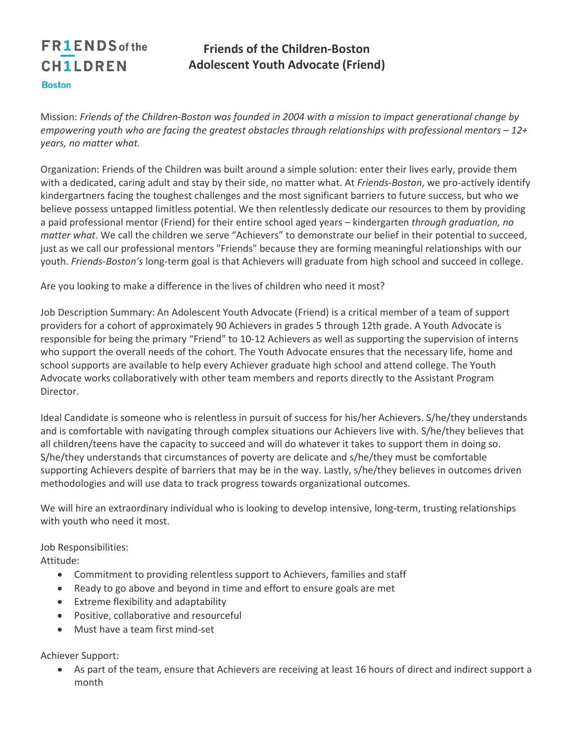FR1ENDS of the CH1LDREN
Boston

# Friends of the Children-Boston
# Adolescent Youth Advocate (Friend)

Mission: *Friends of the Children-Boston was founded in 2004 with a mission to impact generational change by empowering youth who are facing the greatest obstacles through relationships with professional mentors – 12+ years, no matter what.*

Organization: Friends of the Children was built around a simple solution: enter their lives early, provide them with a dedicated, caring adult and stay by their side, no matter what. At *Friends-Boston*, we pro-actively identify kindergartners facing the toughest challenges and the most significant barriers to future success, but who we believe possess untapped limitless potential. We then relentlessly dedicate our resources to them by providing a paid professional mentor (Friend) for their entire school aged years – kindergarten *through graduation, no matter what*. We call the children we serve "Achievers" to demonstrate our belief in their potential to succeed, just as we call our professional mentors "Friends" because they are forming meaningful relationships with our youth. *Friends-Boston's* long-term goal is that Achievers will graduate from high school and succeed in college.

Are you looking to make a difference in the lives of children who need it most?

Job Description Summary: An Adolescent Youth Advocate (Friend) is a critical member of a team of support providers for a cohort of approximately 90 Achievers in grades 5 through 12th grade. A Youth Advocate is responsible for being the primary "Friend" to 10-12 Achievers as well as supporting the supervision of interns who support the overall needs of the cohort. The Youth Advocate ensures that the necessary life, home and school supports are available to help every Achiever graduate high school and attend college. The Youth Advocate works collaboratively with other team members and reports directly to the Assistant Program Director.

Ideal Candidate is someone who is relentless in pursuit of success for his/her Achievers. S/he/they understands and is comfortable with navigating through complex situations our Achievers live with. S/he/they believes that all children/teens have the capacity to succeed and will do whatever it takes to support them in doing so. S/he/they understands that circumstances of poverty are delicate and s/he/they must be comfortable supporting Achievers despite of barriers that may be in the way. Lastly, s/he/they believes in outcomes driven methodologies and will use data to track progress towards organizational outcomes.

We will hire an extraordinary individual who is looking to develop intensive, long-term, trusting relationships with youth who need it most.

Job Responsibilities:

Attitude:

- Commitment to providing relentless support to Achievers, families and staff
- Ready to go above and beyond in time and effort to ensure goals are met
- Extreme flexibility and adaptability
- Positive, collaborative and resourceful
- Must have a team first mind-set

Achiever Support:

- As part of the team, ensure that Achievers are receiving at least 16 hours of direct and indirect support a month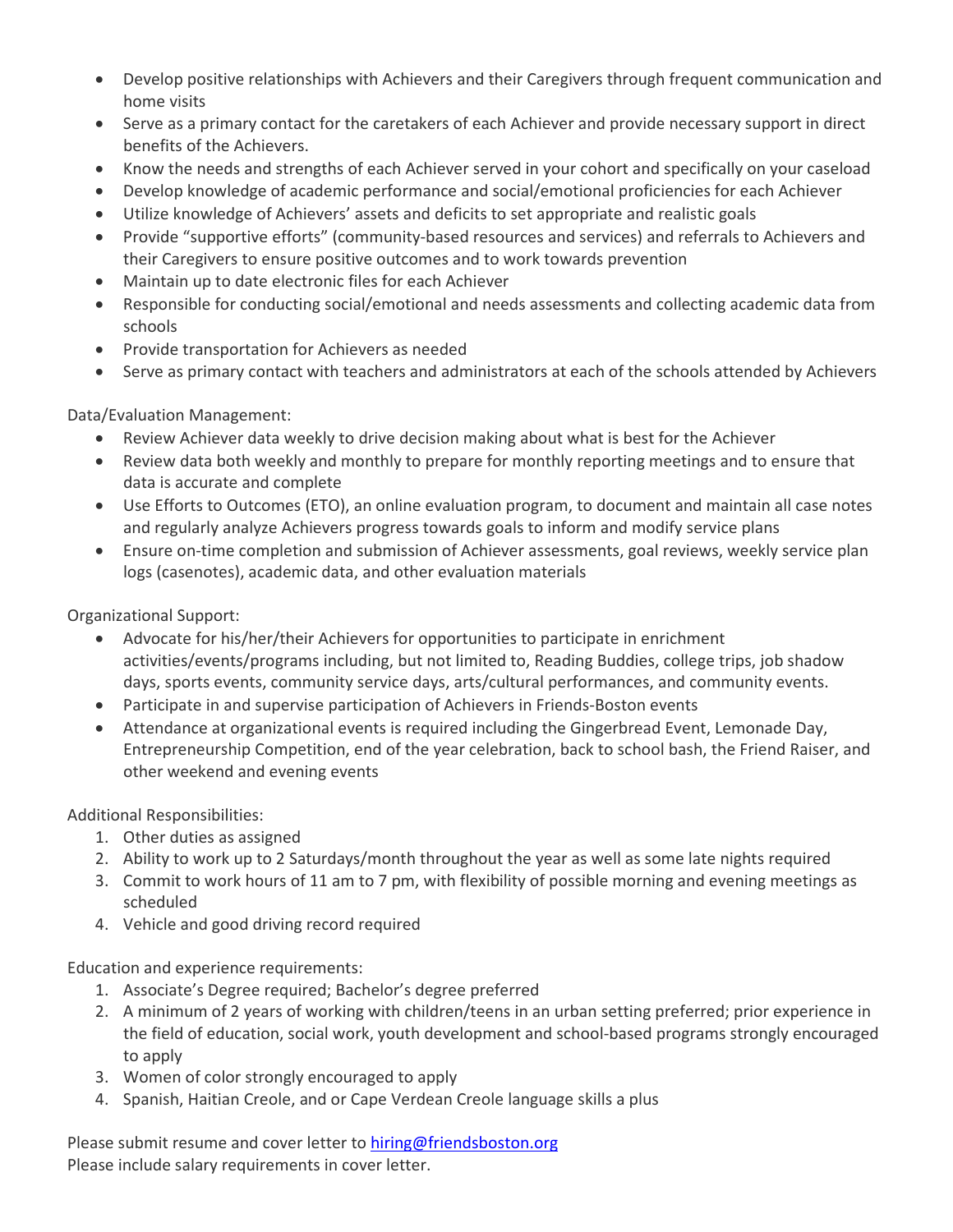- Develop positive relationships with Achievers and their Caregivers through frequent communication and home visits
- Serve as a primary contact for the caretakers of each Achiever and provide necessary support in direct benefits of the Achievers.
- Know the needs and strengths of each Achiever served in your cohort and specifically on your caseload
- Develop knowledge of academic performance and social/emotional proficiencies for each Achiever
- Utilize knowledge of Achievers' assets and deficits to set appropriate and realistic goals
- Provide "supportive efforts" (community-based resources and services) and referrals to Achievers and their Caregivers to ensure positive outcomes and to work towards prevention
- Maintain up to date electronic files for each Achiever
- Responsible for conducting social/emotional and needs assessments and collecting academic data from schools
- Provide transportation for Achievers as needed
- Serve as primary contact with teachers and administrators at each of the schools attended by Achievers

Data/Evaluation Management:

- Review Achiever data weekly to drive decision making about what is best for the Achiever
- Review data both weekly and monthly to prepare for monthly reporting meetings and to ensure that data is accurate and complete
- Use Efforts to Outcomes (ETO), an online evaluation program, to document and maintain all case notes and regularly analyze Achievers progress towards goals to inform and modify service plans
- Ensure on-time completion and submission of Achiever assessments, goal reviews, weekly service plan logs (casenotes), academic data, and other evaluation materials

Organizational Support:

- Advocate for his/her/their Achievers for opportunities to participate in enrichment activities/events/programs including, but not limited to, Reading Buddies, college trips, job shadow days, sports events, community service days, arts/cultural performances, and community events.
- Participate in and supervise participation of Achievers in Friends-Boston events
- Attendance at organizational events is required including the Gingerbread Event, Lemonade Day, Entrepreneurship Competition, end of the year celebration, back to school bash, the Friend Raiser, and other weekend and evening events

Additional Responsibilities:

1. Other duties as assigned
2. Ability to work up to 2 Saturdays/month throughout the year as well as some late nights required
3. Commit to work hours of 11 am to 7 pm, with flexibility of possible morning and evening meetings as scheduled
4. Vehicle and good driving record required

Education and experience requirements:

1. Associate's Degree required; Bachelor's degree preferred
2. A minimum of 2 years of working with children/teens in an urban setting preferred; prior experience in the field of education, social work, youth development and school-based programs strongly encouraged to apply
3. Women of color strongly encouraged to apply
4. Spanish, Haitian Creole, and or Cape Verdean Creole language skills a plus

Please submit resume and cover letter to [hiring@friendsboston.org](mailto:hiring@friendsboston.org)
Please include salary requirements in cover letter.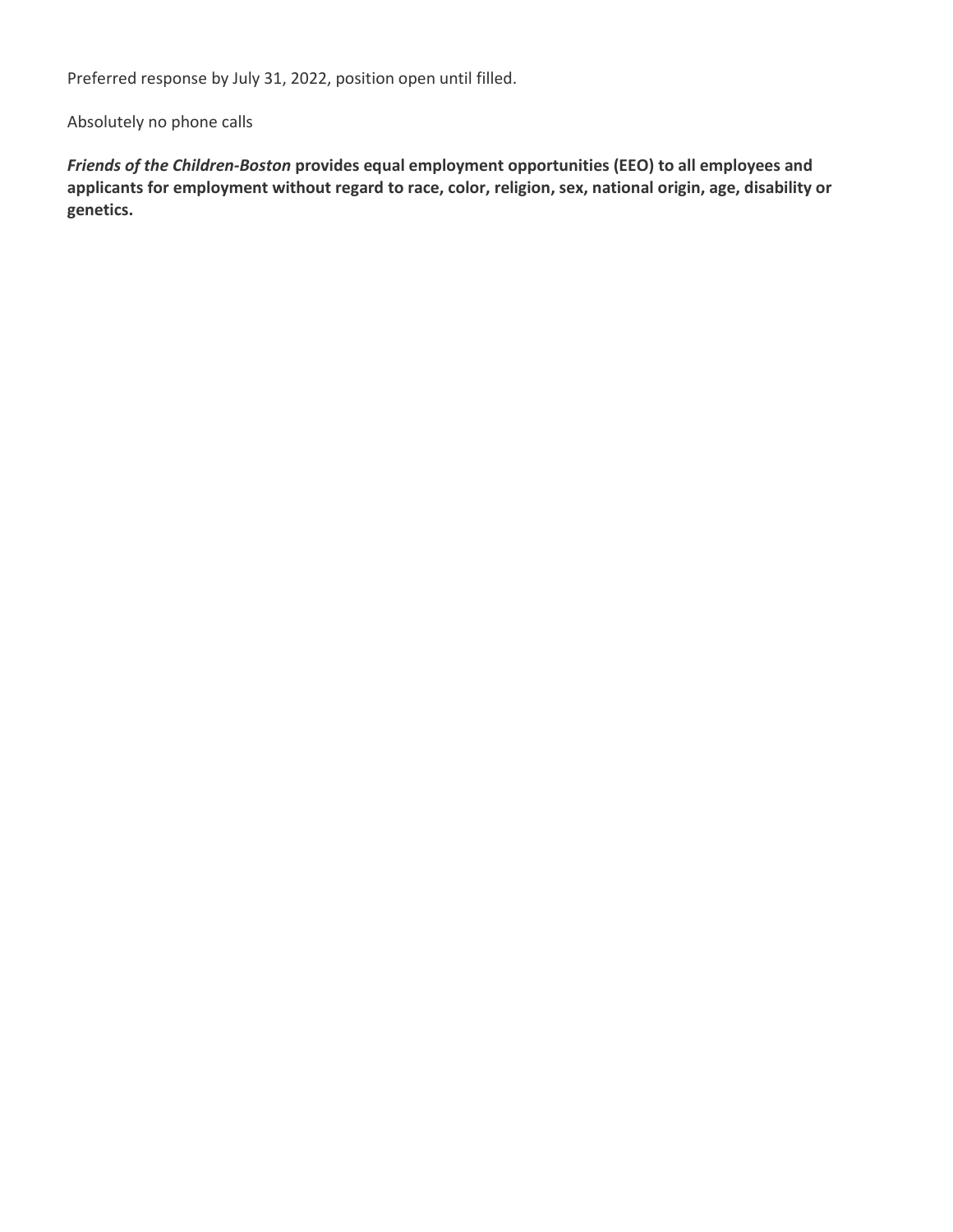Preferred response by July 31, 2022, position open until filled.

Absolutely no phone calls

***Friends of the Children-Boston*** **provides equal employment opportunities (EEO) to all employees and applicants for employment without regard to race, color, religion, sex, national origin, age, disability or genetics.**